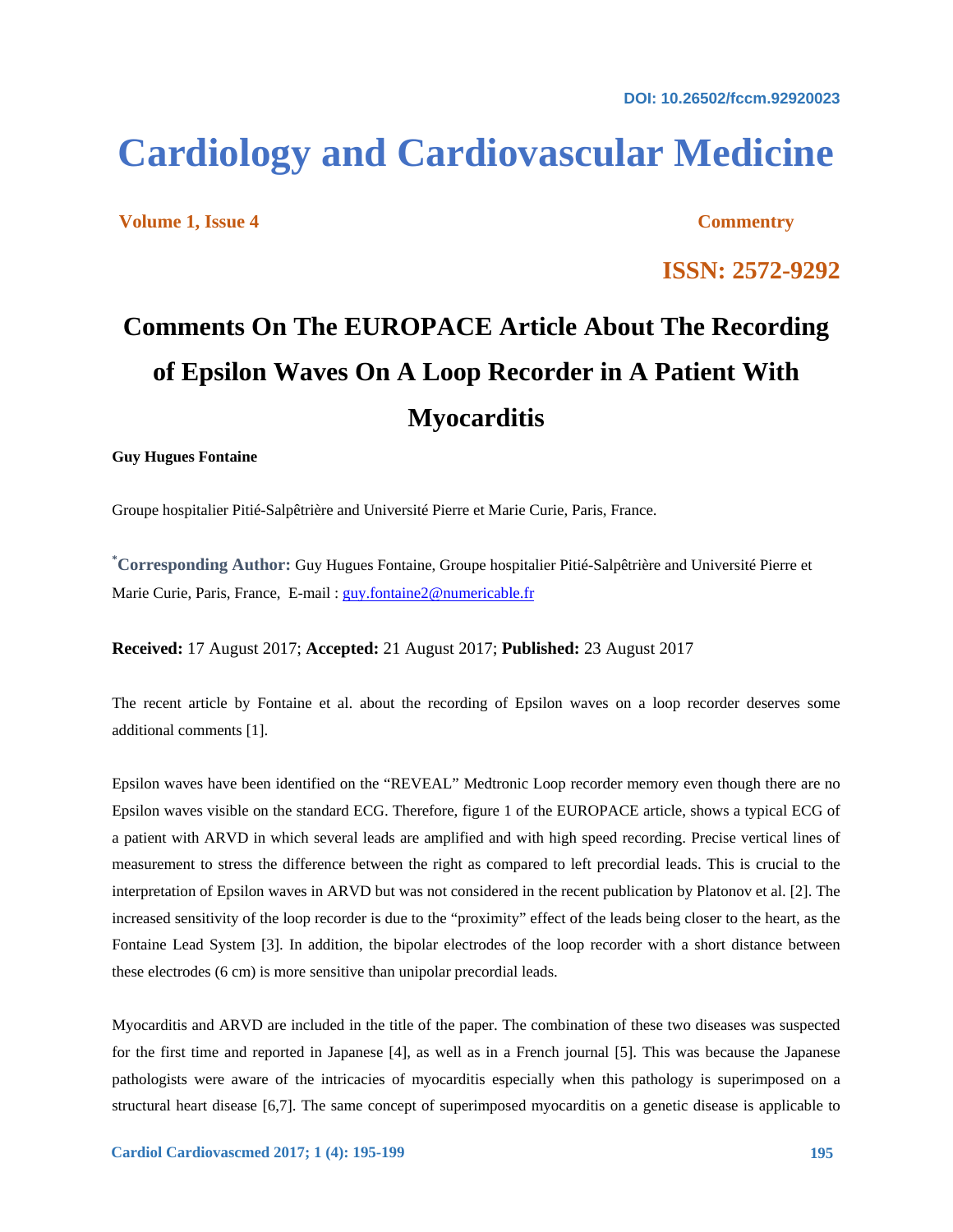DOI: 10.26502/fccm.92920023

# Cardiology and Cardiovascular Medicine

**Volume 1, Issue 4** **Commentry**

**ISSN: 2572-9292**

## Comments On The EUROPACE Article About The Recording of Epsilon Waves On A Loop Recorder in A Patient With Myocarditis

**Guy Hugues Fontaine**

Groupe hospitalier Pitié-Salpêtrière and Université Pierre et Marie Curie, Paris, France.

[*]**Corresponding Author:** Guy Hugues Fontaine, Groupe hospitalier Pitié-Salpêtrière and Université Pierre et Marie Curie, Paris, France, E-mail : guy.fontaine2@numericable.fr

**Received:** 17 August 2017; **Accepted:** 21 August 2017; **Published:** 23 August 2017

The recent article by Fontaine et al. about the recording of Epsilon waves on a loop recorder deserves some additional comments [1].

Epsilon waves have been identified on the "REVEAL" Medtronic Loop recorder memory even though there are no Epsilon waves visible on the standard ECG. Therefore, figure 1 of the EUROPACE article, shows a typical ECG of a patient with ARVD in which several leads are amplified and with high speed recording. Precise vertical lines of measurement to stress the difference between the right as compared to left precordial leads. This is crucial to the interpretation of Epsilon waves in ARVD but was not considered in the recent publication by Platonov et al. [2]. The increased sensitivity of the loop recorder is due to the "proximity" effect of the leads being closer to the heart, as the Fontaine Lead System [3]. In addition, the bipolar electrodes of the loop recorder with a short distance between these electrodes (6 cm) is more sensitive than unipolar precordial leads.

Myocarditis and ARVD are included in the title of the paper. The combination of these two diseases was suspected for the first time and reported in Japanese [4], as well as in a French journal [5]. This was because the Japanese pathologists were aware of the intricacies of myocarditis especially when this pathology is superimposed on a structural heart disease [6,7]. The same concept of superimposed myocarditis on a genetic disease is applicable to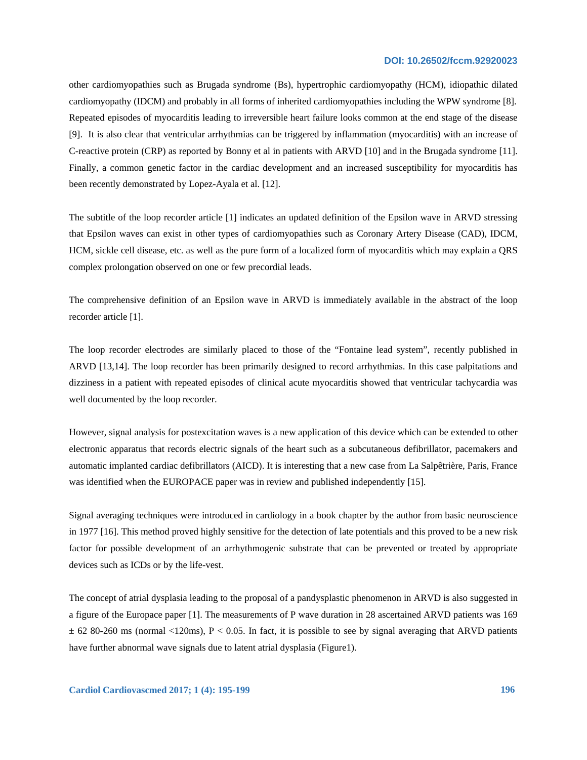other cardiomyopathies such as Brugada syndrome (Bs), hypertrophic cardiomyopathy (HCM), idiopathic dilated cardiomyopathy (IDCM) and probably in all forms of inherited cardiomyopathies including the WPW syndrome [8]. Repeated episodes of myocarditis leading to irreversible heart failure looks common at the end stage of the disease [9]. It is also clear that ventricular arrhythmias can be triggered by inflammation (myocarditis) with an increase of C-reactive protein (CRP) as reported by Bonny et al in patients with ARVD [10] and in the Brugada syndrome [11]. Finally, a common genetic factor in the cardiac development and an increased susceptibility for myocarditis has been recently demonstrated by Lopez-Ayala et al. [12].

The subtitle of the loop recorder article [1] indicates an updated definition of the Epsilon wave in ARVD stressing that Epsilon waves can exist in other types of cardiomyopathies such as Coronary Artery Disease (CAD), IDCM, HCM, sickle cell disease, etc. as well as the pure form of a localized form of myocarditis which may explain a QRS complex prolongation observed on one or few precordial leads.

The comprehensive definition of an Epsilon wave in ARVD is immediately available in the abstract of the loop recorder article [1].

The loop recorder electrodes are similarly placed to those of the "Fontaine lead system", recently published in ARVD [13,14]. The loop recorder has been primarily designed to record arrhythmias. In this case palpitations and dizziness in a patient with repeated episodes of clinical acute myocarditis showed that ventricular tachycardia was well documented by the loop recorder.

However, signal analysis for postexcitation waves is a new application of this device which can be extended to other electronic apparatus that records electric signals of the heart such as a subcutaneous defibrillator, pacemakers and automatic implanted cardiac defibrillators (AICD). It is interesting that a new case from La Salpêtrière, Paris, France was identified when the EUROPACE paper was in review and published independently [15].

Signal averaging techniques were introduced in cardiology in a book chapter by the author from basic neuroscience in 1977 [16]. This method proved highly sensitive for the detection of late potentials and this proved to be a new risk factor for possible development of an arrhythmogenic substrate that can be prevented or treated by appropriate devices such as ICDs or by the life-vest.

The concept of atrial dysplasia leading to the proposal of a pandysplastic phenomenon in ARVD is also suggested in a figure of the Europace paper [1]. The measurements of P wave duration in 28 ascertained ARVD patients was 169 $\pm$ 62 80-260 ms (normal <120ms), $P < 0.05$. In fact, it is possible to see by signal averaging that ARVD patients have further abnormal wave signals due to latent atrial dysplasia (Figure1).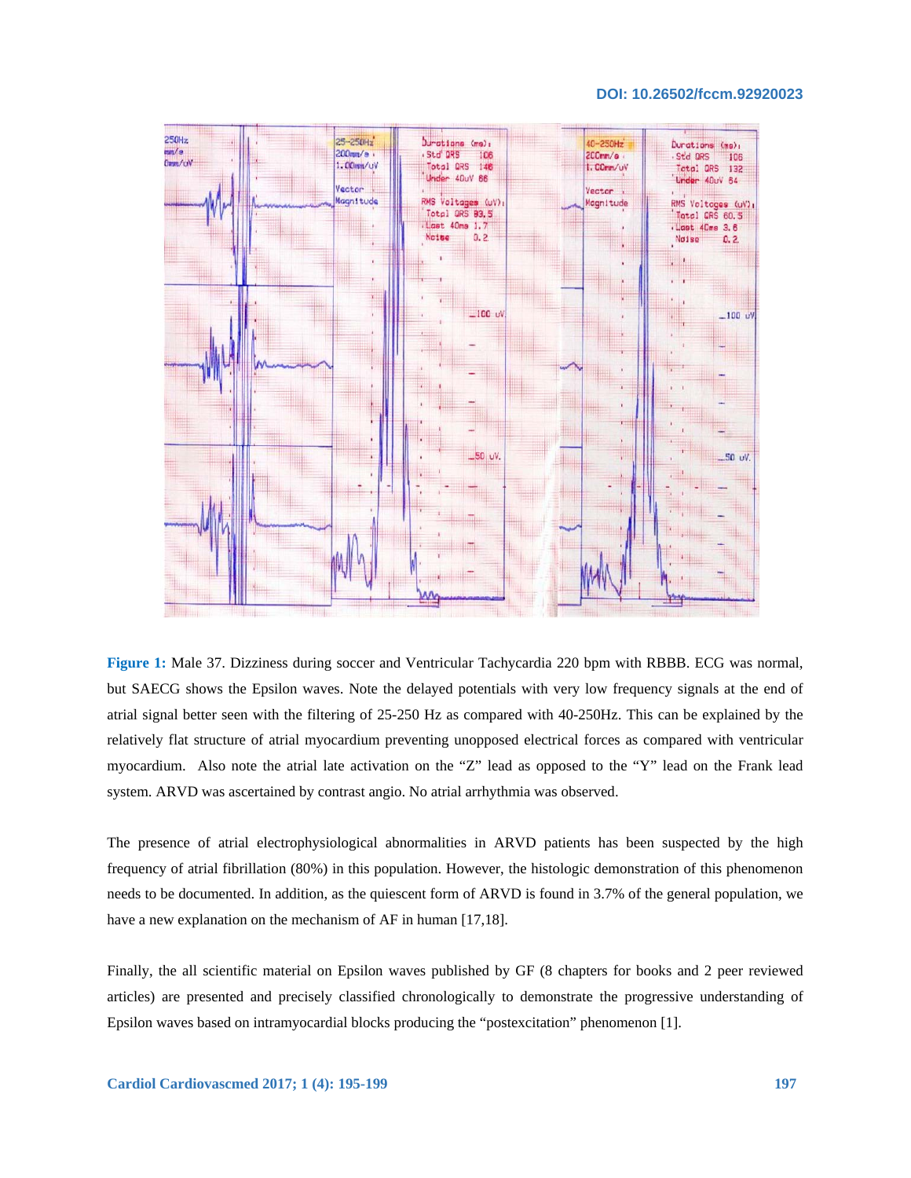**Figure 1:** Male 37. Dizziness during soccer and Ventricular Tachycardia 220 bpm with RBBB. ECG was normal, but SAECG shows the Epsilon waves. Note the delayed potentials with very low frequency signals at the end of atrial signal better seen with the filtering of 25-250 Hz as compared with 40-250Hz. This can be explained by the relatively flat structure of atrial myocardium preventing unopposed electrical forces as compared with ventricular myocardium. Also note the atrial late activation on the "Z" lead as opposed to the "Y" lead on the Frank lead system. ARVD was ascertained by contrast angio. No atrial arrhythmia was observed.

The presence of atrial electrophysiological abnormalities in ARVD patients has been suspected by the high frequency of atrial fibrillation (80%) in this population. However, the histologic demonstration of this phenomenon needs to be documented. In addition, as the quiescent form of ARVD is found in 3.7% of the general population, we have a new explanation on the mechanism of AF in human [17,18].

Finally, the all scientific material on Epsilon waves published by GF (8 chapters for books and 2 peer reviewed articles) are presented and precisely classified chronologically to demonstrate the progressive understanding of Epsilon waves based on intramyocardial blocks producing the "postexcitation" phenomenon [1].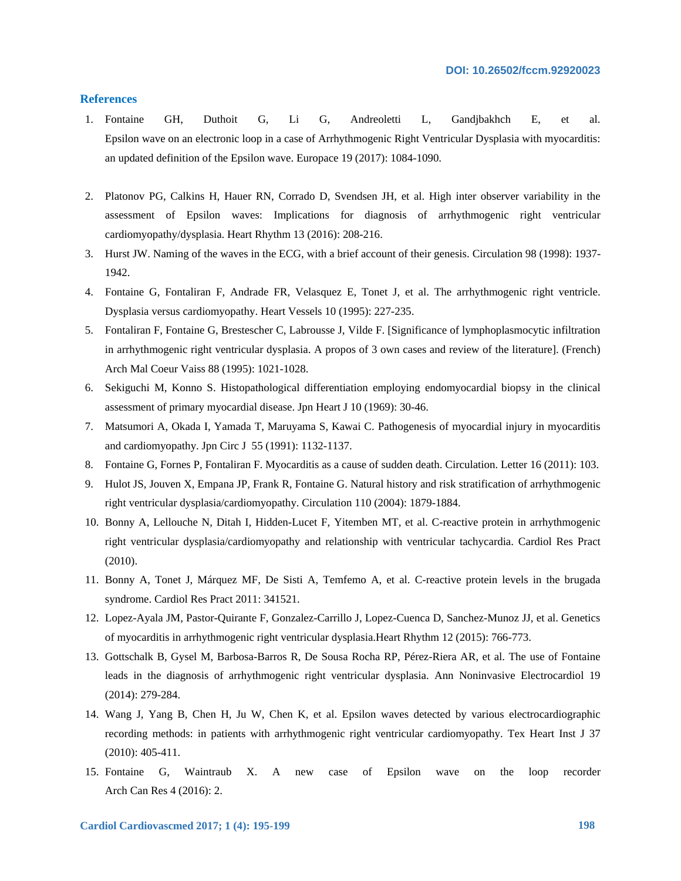## References

1. Fontaine GH, Duthoit G, Li G, Andreoletti L, Gandjbakhch E, et al. Epsilon wave on an electronic loop in a case of Arrhythmogenic Right Ventricular Dysplasia with myocarditis: an updated definition of the Epsilon wave. Europace 19 (2017): 1084-1090.
2. Platonov PG, Calkins H, Hauer RN, Corrado D, Svendsen JH, et al. High inter observer variability in the assessment of Epsilon waves: Implications for diagnosis of arrhythmogenic right ventricular cardiomyopathy/dysplasia. Heart Rhythm 13 (2016): 208-216.
3. Hurst JW. Naming of the waves in the ECG, with a brief account of their genesis. Circulation 98 (1998): 1937-1942.
4. Fontaine G, Fontaliran F, Andrade FR, Velasquez E, Tonet J, et al. The arrhythmogenic right ventricle. Dysplasia versus cardiomyopathy. Heart Vessels 10 (1995): 227-235.
5. Fontaliran F, Fontaine G, Brestescher C, Labrousse J, Vilde F. [Significance of lymphoplasmocytic infiltration in arrhythmogenic right ventricular dysplasia. A propos of 3 own cases and review of the literature]. (French) Arch Mal Coeur Vaiss 88 (1995): 1021-1028.
6. Sekiguchi M, Konno S. Histopathological differentiation employing endomyocardial biopsy in the clinical assessment of primary myocardial disease. Jpn Heart J 10 (1969): 30-46.
7. Matsumori A, Okada I, Yamada T, Maruyama S, Kawai C. Pathogenesis of myocardial injury in myocarditis and cardiomyopathy. Jpn Circ J 55 (1991): 1132-1137.
8. Fontaine G, Fornes P, Fontaliran F. Myocarditis as a cause of sudden death. Circulation. Letter 16 (2011): 103.
9. Hulot JS, Jouven X, Empana JP, Frank R, Fontaine G. Natural history and risk stratification of arrhythmogenic right ventricular dysplasia/cardiomyopathy. Circulation 110 (2004): 1879-1884.
10. Bonny A, Lellouche N, Ditah I, Hidden-Lucet F, Yitemben MT, et al. C-reactive protein in arrhythmogenic right ventricular dysplasia/cardiomyopathy and relationship with ventricular tachycardia. Cardiol Res Pract (2010).
11. Bonny A, Tonet J, Márquez MF, De Sisti A, Temfemo A, et al. C-reactive protein levels in the brugada syndrome. Cardiol Res Pract 2011: 341521.
12. Lopez-Ayala JM, Pastor-Quirante F, Gonzalez-Carrillo J, Lopez-Cuenca D, Sanchez-Munoz JJ, et al. Genetics of myocarditis in arrhythmogenic right ventricular dysplasia.Heart Rhythm 12 (2015): 766-773.
13. Gottschalk B, Gysel M, Barbosa-Barros R, De Sousa Rocha RP, Pérez-Riera AR, et al. The use of Fontaine leads in the diagnosis of arrhythmogenic right ventricular dysplasia. Ann Noninvasive Electrocardiol 19 (2014): 279-284.
14. Wang J, Yang B, Chen H, Ju W, Chen K, et al. Epsilon waves detected by various electrocardiographic recording methods: in patients with arrhythmogenic right ventricular cardiomyopathy. Tex Heart Inst J 37 (2010): 405-411.
15. Fontaine G, Waintraub X. A new case of Epsilon wave on the loop recorder Arch Can Res 4 (2016): 2.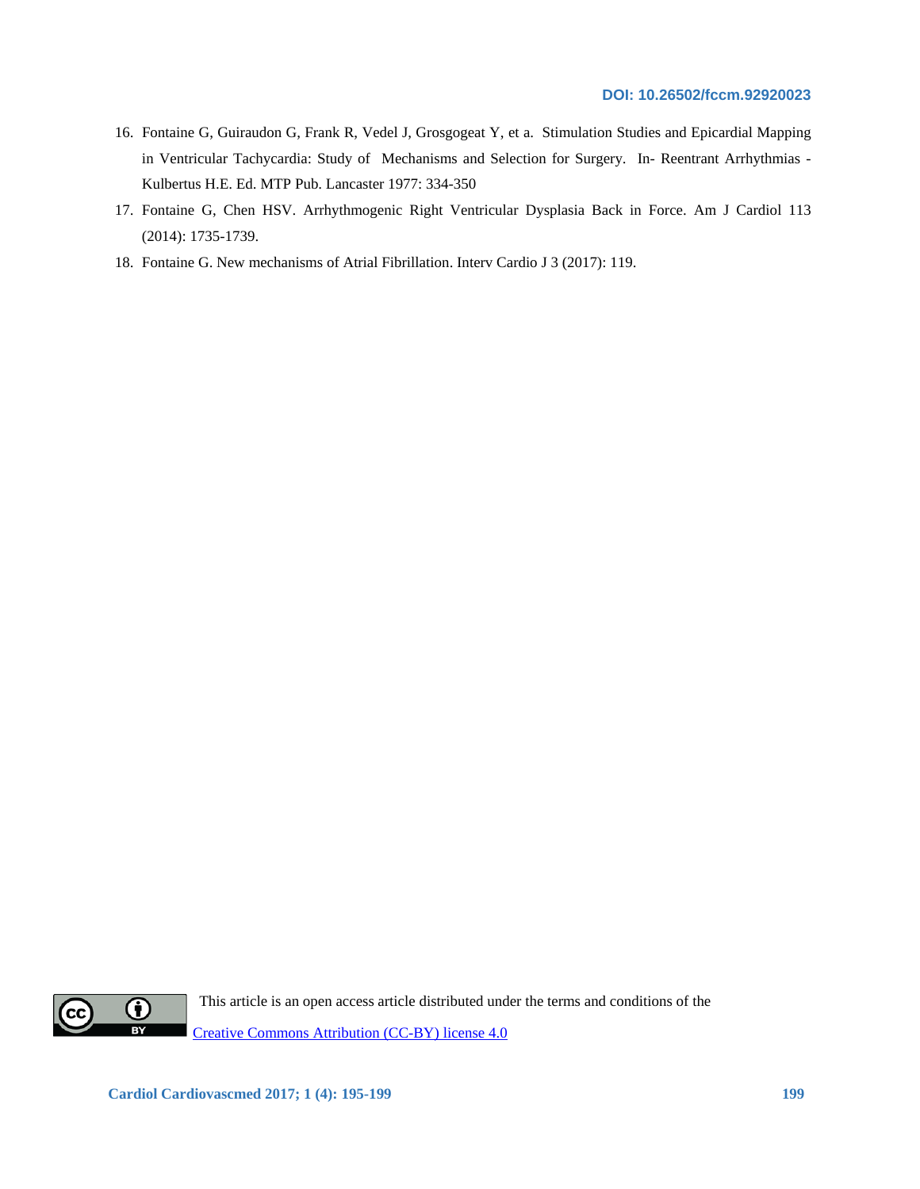16. Fontaine G, Guiraudon G, Frank R, Vedel J, Grosgogeat Y, et a. Stimulation Studies and Epicardial Mapping in Ventricular Tachycardia: Study of Mechanisms and Selection for Surgery. In- Reentrant Arrhythmias - Kulbertus H.E. Ed. MTP Pub. Lancaster 1977: 334-350
17. Fontaine G, Chen HSV. Arrhythmogenic Right Ventricular Dysplasia Back in Force. Am J Cardiol 113 (2014): 1735-1739.
18. Fontaine G. New mechanisms of Atrial Fibrillation. Interv Cardio J 3 (2017): 119.

This article is an open access article distributed under the terms and conditions of the [Creative Commons Attribution (CC-BY) license 4.0](https://creativecommons.org/licenses/by/4.0/)